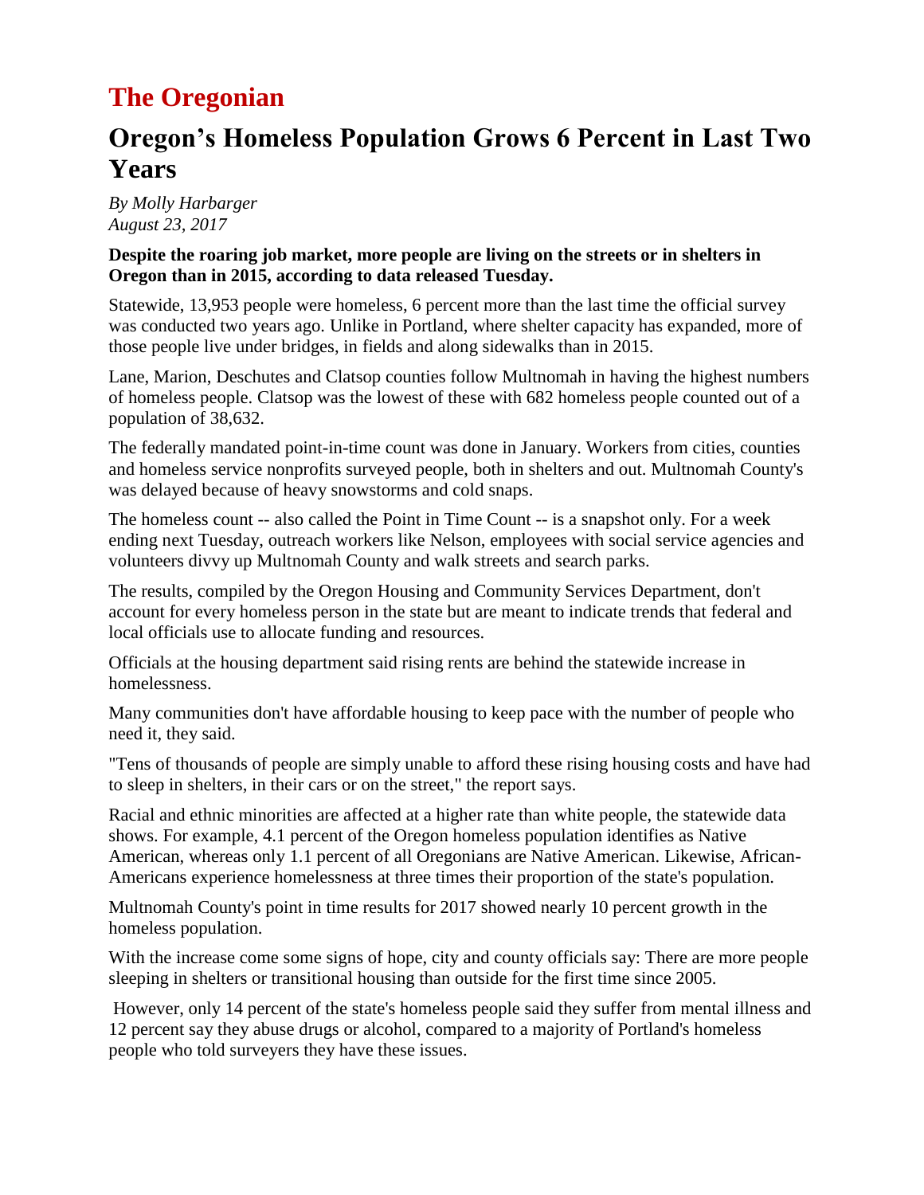# The Oregonian

## Oregon's Homeless Population Grows 6 Percent in Last Two Years

*By Molly Harbarger*
*August 23, 2017*

**Despite the roaring job market, more people are living on the streets or in shelters in Oregon than in 2015, according to data released Tuesday.**

Statewide, 13,953 people were homeless, 6 percent more than the last time the official survey was conducted two years ago. Unlike in Portland, where shelter capacity has expanded, more of those people live under bridges, in fields and along sidewalks than in 2015.

Lane, Marion, Deschutes and Clatsop counties follow Multnomah in having the highest numbers of homeless people. Clatsop was the lowest of these with 682 homeless people counted out of a population of 38,632.

The federally mandated point-in-time count was done in January. Workers from cities, counties and homeless service nonprofits surveyed people, both in shelters and out. Multnomah County's was delayed because of heavy snowstorms and cold snaps.

The homeless count -- also called the Point in Time Count -- is a snapshot only. For a week ending next Tuesday, outreach workers like Nelson, employees with social service agencies and volunteers divvy up Multnomah County and walk streets and search parks.

The results, compiled by the Oregon Housing and Community Services Department, don't account for every homeless person in the state but are meant to indicate trends that federal and local officials use to allocate funding and resources.

Officials at the housing department said rising rents are behind the statewide increase in homelessness.

Many communities don't have affordable housing to keep pace with the number of people who need it, they said.

"Tens of thousands of people are simply unable to afford these rising housing costs and have had to sleep in shelters, in their cars or on the street," the report says.

Racial and ethnic minorities are affected at a higher rate than white people, the statewide data shows. For example, 4.1 percent of the Oregon homeless population identifies as Native American, whereas only 1.1 percent of all Oregonians are Native American. Likewise, African-Americans experience homelessness at three times their proportion of the state's population.

Multnomah County's point in time results for 2017 showed nearly 10 percent growth in the homeless population.

With the increase come some signs of hope, city and county officials say: There are more people sleeping in shelters or transitional housing than outside for the first time since 2005.

However, only 14 percent of the state's homeless people said they suffer from mental illness and 12 percent say they abuse drugs or alcohol, compared to a majority of Portland's homeless people who told surveyers they have these issues.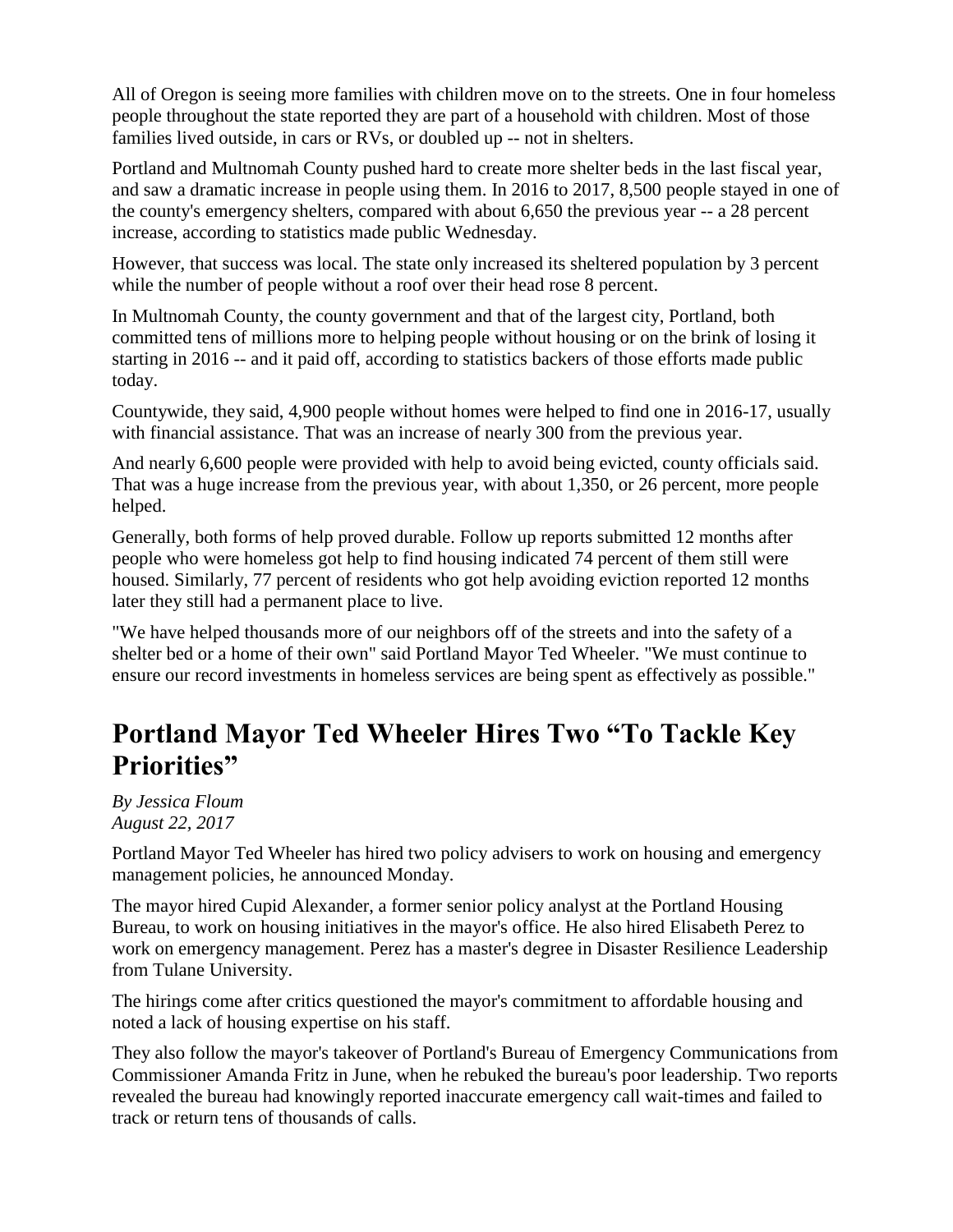All of Oregon is seeing more families with children move on to the streets. One in four homeless people throughout the state reported they are part of a household with children. Most of those families lived outside, in cars or RVs, or doubled up -- not in shelters.

Portland and Multnomah County pushed hard to create more shelter beds in the last fiscal year, and saw a dramatic increase in people using them. In 2016 to 2017, 8,500 people stayed in one of the county's emergency shelters, compared with about 6,650 the previous year -- a 28 percent increase, according to statistics made public Wednesday.

However, that success was local. The state only increased its sheltered population by 3 percent while the number of people without a roof over their head rose 8 percent.

In Multnomah County, the county government and that of the largest city, Portland, both committed tens of millions more to helping people without housing or on the brink of losing it starting in 2016 -- and it paid off, according to statistics backers of those efforts made public today.

Countywide, they said, 4,900 people without homes were helped to find one in 2016-17, usually with financial assistance. That was an increase of nearly 300 from the previous year.

And nearly 6,600 people were provided with help to avoid being evicted, county officials said. That was a huge increase from the previous year, with about 1,350, or 26 percent, more people helped.

Generally, both forms of help proved durable. Follow up reports submitted 12 months after people who were homeless got help to find housing indicated 74 percent of them still were housed. Similarly, 77 percent of residents who got help avoiding eviction reported 12 months later they still had a permanent place to live.

"We have helped thousands more of our neighbors off of the streets and into the safety of a shelter bed or a home of their own" said Portland Mayor Ted Wheeler. "We must continue to ensure our record investments in homeless services are being spent as effectively as possible."

## Portland Mayor Ted Wheeler Hires Two "To Tackle Key Priorities"

*By Jessica Floum*
*August 22, 2017*

Portland Mayor Ted Wheeler has hired two policy advisers to work on housing and emergency management policies, he announced Monday.

The mayor hired Cupid Alexander, a former senior policy analyst at the Portland Housing Bureau, to work on housing initiatives in the mayor's office. He also hired Elisabeth Perez to work on emergency management. Perez has a master's degree in Disaster Resilience Leadership from Tulane University.

The hirings come after critics questioned the mayor's commitment to affordable housing and noted a lack of housing expertise on his staff.

They also follow the mayor's takeover of Portland's Bureau of Emergency Communications from Commissioner Amanda Fritz in June, when he rebuked the bureau's poor leadership. Two reports revealed the bureau had knowingly reported inaccurate emergency call wait-times and failed to track or return tens of thousands of calls.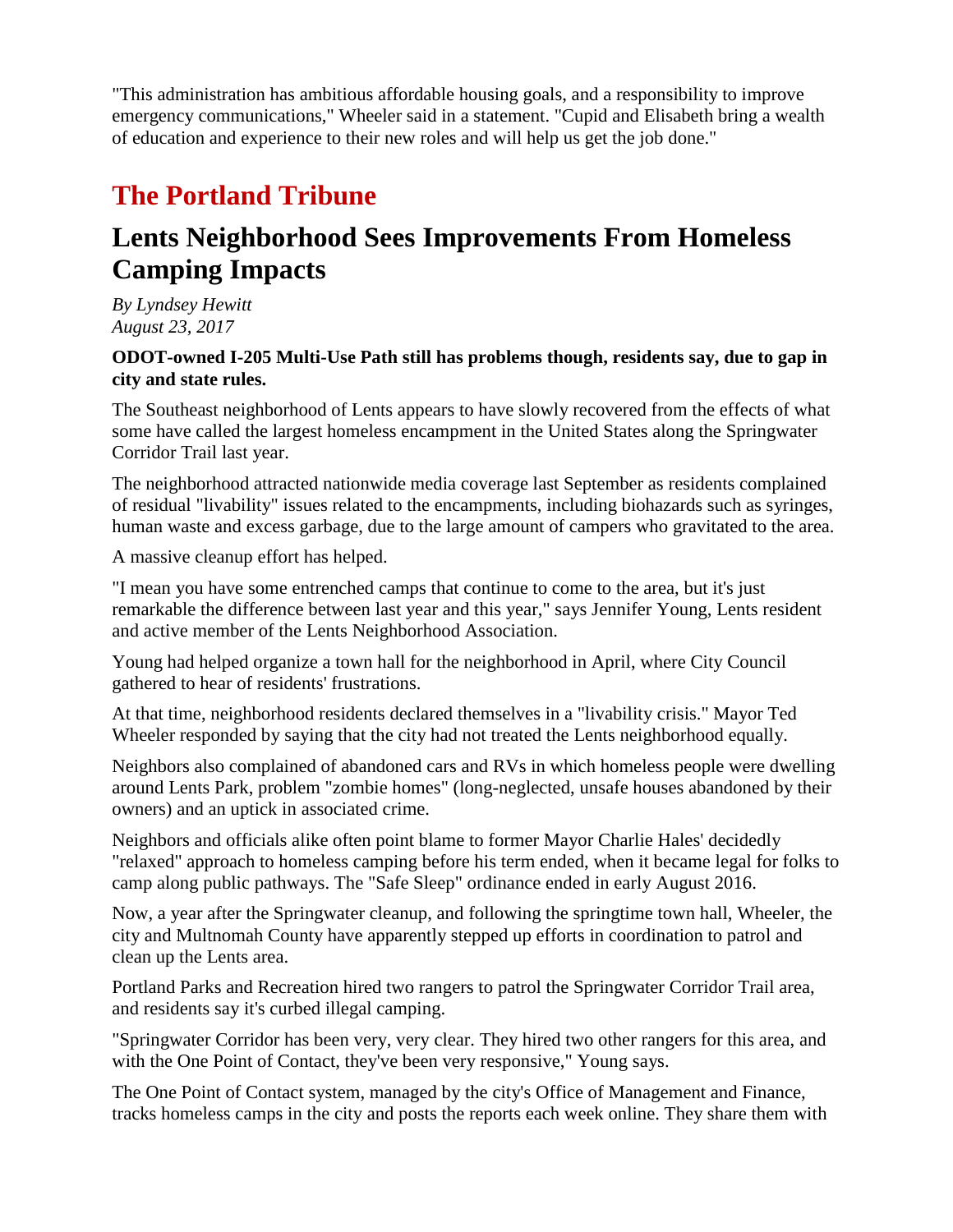"This administration has ambitious affordable housing goals, and a responsibility to improve emergency communications," Wheeler said in a statement. "Cupid and Elisabeth bring a wealth of education and experience to their new roles and will help us get the job done."

# The Portland Tribune

## Lents Neighborhood Sees Improvements From Homeless Camping Impacts

*By Lyndsey Hewitt*
*August 23, 2017*

**ODOT-owned I-205 Multi-Use Path still has problems though, residents say, due to gap in city and state rules.**

The Southeast neighborhood of Lents appears to have slowly recovered from the effects of what some have called the largest homeless encampment in the United States along the Springwater Corridor Trail last year.

The neighborhood attracted nationwide media coverage last September as residents complained of residual "livability" issues related to the encampments, including biohazards such as syringes, human waste and excess garbage, due to the large amount of campers who gravitated to the area.

A massive cleanup effort has helped.

"I mean you have some entrenched camps that continue to come to the area, but it's just remarkable the difference between last year and this year," says Jennifer Young, Lents resident and active member of the Lents Neighborhood Association.

Young had helped organize a town hall for the neighborhood in April, where City Council gathered to hear of residents' frustrations.

At that time, neighborhood residents declared themselves in a "livability crisis." Mayor Ted Wheeler responded by saying that the city had not treated the Lents neighborhood equally.

Neighbors also complained of abandoned cars and RVs in which homeless people were dwelling around Lents Park, problem "zombie homes" (long-neglected, unsafe houses abandoned by their owners) and an uptick in associated crime.

Neighbors and officials alike often point blame to former Mayor Charlie Hales' decidedly "relaxed" approach to homeless camping before his term ended, when it became legal for folks to camp along public pathways. The "Safe Sleep" ordinance ended in early August 2016.

Now, a year after the Springwater cleanup, and following the springtime town hall, Wheeler, the city and Multnomah County have apparently stepped up efforts in coordination to patrol and clean up the Lents area.

Portland Parks and Recreation hired two rangers to patrol the Springwater Corridor Trail area, and residents say it's curbed illegal camping.

"Springwater Corridor has been very, very clear. They hired two other rangers for this area, and with the One Point of Contact, they've been very responsive," Young says.

The One Point of Contact system, managed by the city's Office of Management and Finance, tracks homeless camps in the city and posts the reports each week online. They share them with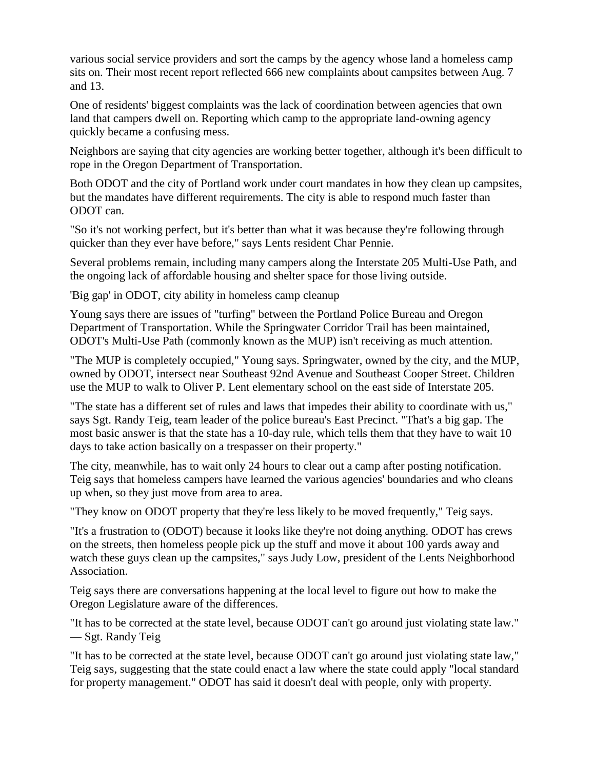various social service providers and sort the camps by the agency whose land a homeless camp sits on. Their most recent report reflected 666 new complaints about campsites between Aug. 7 and 13.

One of residents' biggest complaints was the lack of coordination between agencies that own land that campers dwell on. Reporting which camp to the appropriate land-owning agency quickly became a confusing mess.

Neighbors are saying that city agencies are working better together, although it's been difficult to rope in the Oregon Department of Transportation.

Both ODOT and the city of Portland work under court mandates in how they clean up campsites, but the mandates have different requirements. The city is able to respond much faster than ODOT can.

"So it's not working perfect, but it's better than what it was because they're following through quicker than they ever have before," says Lents resident Char Pennie.

Several problems remain, including many campers along the Interstate 205 Multi-Use Path, and the ongoing lack of affordable housing and shelter space for those living outside.

'Big gap' in ODOT, city ability in homeless camp cleanup

Young says there are issues of "turfing" between the Portland Police Bureau and Oregon Department of Transportation. While the Springwater Corridor Trail has been maintained, ODOT's Multi-Use Path (commonly known as the MUP) isn't receiving as much attention.

"The MUP is completely occupied," Young says. Springwater, owned by the city, and the MUP, owned by ODOT, intersect near Southeast 92nd Avenue and Southeast Cooper Street. Children use the MUP to walk to Oliver P. Lent elementary school on the east side of Interstate 205.

"The state has a different set of rules and laws that impedes their ability to coordinate with us," says Sgt. Randy Teig, team leader of the police bureau's East Precinct. "That's a big gap. The most basic answer is that the state has a 10-day rule, which tells them that they have to wait 10 days to take action basically on a trespasser on their property."

The city, meanwhile, has to wait only 24 hours to clear out a camp after posting notification. Teig says that homeless campers have learned the various agencies' boundaries and who cleans up when, so they just move from area to area.

"They know on ODOT property that they're less likely to be moved frequently," Teig says.

"It's a frustration to (ODOT) because it looks like they're not doing anything. ODOT has crews on the streets, then homeless people pick up the stuff and move it about 100 yards away and watch these guys clean up the campsites," says Judy Low, president of the Lents Neighborhood Association.

Teig says there are conversations happening at the local level to figure out how to make the Oregon Legislature aware of the differences.

"It has to be corrected at the state level, because ODOT can't go around just violating state law." — Sgt. Randy Teig

"It has to be corrected at the state level, because ODOT can't go around just violating state law," Teig says, suggesting that the state could enact a law where the state could apply "local standard for property management." ODOT has said it doesn't deal with people, only with property.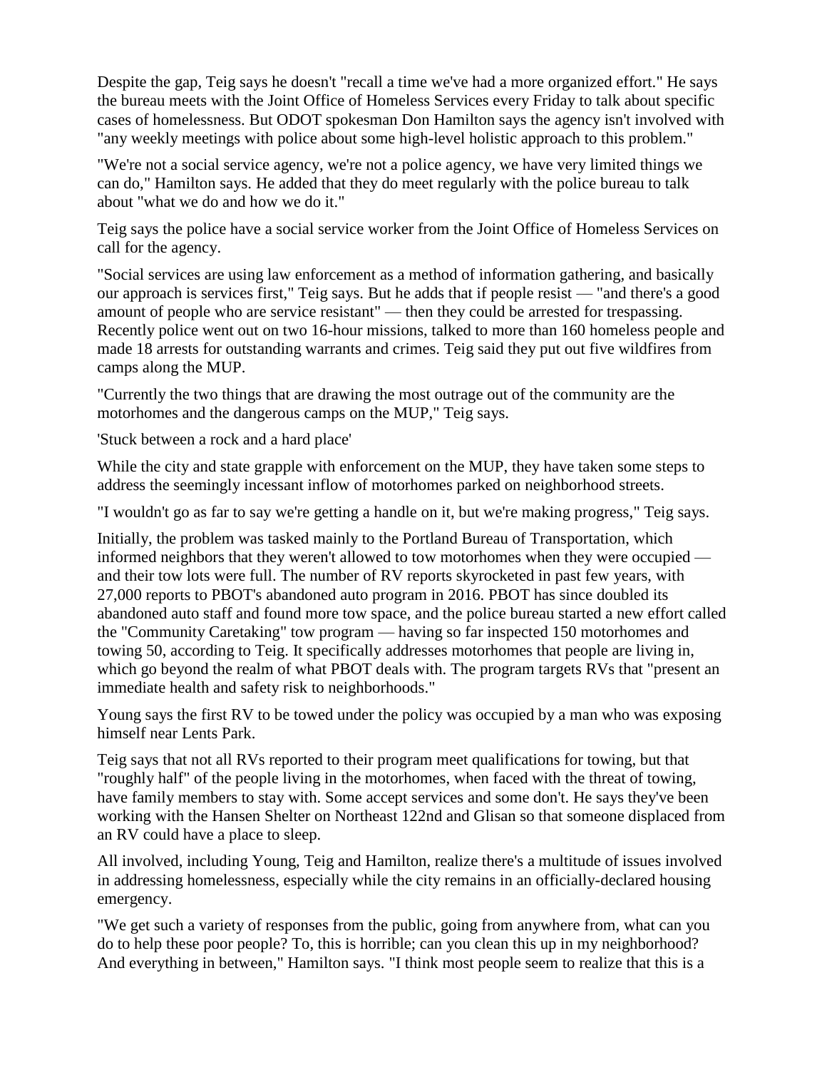Despite the gap, Teig says he doesn't "recall a time we've had a more organized effort." He says the bureau meets with the Joint Office of Homeless Services every Friday to talk about specific cases of homelessness. But ODOT spokesman Don Hamilton says the agency isn't involved with "any weekly meetings with police about some high-level holistic approach to this problem."

"We're not a social service agency, we're not a police agency, we have very limited things we can do," Hamilton says. He added that they do meet regularly with the police bureau to talk about "what we do and how we do it."

Teig says the police have a social service worker from the Joint Office of Homeless Services on call for the agency.

"Social services are using law enforcement as a method of information gathering, and basically our approach is services first," Teig says. But he adds that if people resist — "and there's a good amount of people who are service resistant" — then they could be arrested for trespassing. Recently police went out on two 16-hour missions, talked to more than 160 homeless people and made 18 arrests for outstanding warrants and crimes. Teig said they put out five wildfires from camps along the MUP.

"Currently the two things that are drawing the most outrage out of the community are the motorhomes and the dangerous camps on the MUP," Teig says.

'Stuck between a rock and a hard place'

While the city and state grapple with enforcement on the MUP, they have taken some steps to address the seemingly incessant inflow of motorhomes parked on neighborhood streets.

"I wouldn't go as far to say we're getting a handle on it, but we're making progress," Teig says.

Initially, the problem was tasked mainly to the Portland Bureau of Transportation, which informed neighbors that they weren't allowed to tow motorhomes when they were occupied — and their tow lots were full. The number of RV reports skyrocketed in past few years, with 27,000 reports to PBOT's abandoned auto program in 2016. PBOT has since doubled its abandoned auto staff and found more tow space, and the police bureau started a new effort called the "Community Caretaking" tow program — having so far inspected 150 motorhomes and towing 50, according to Teig. It specifically addresses motorhomes that people are living in, which go beyond the realm of what PBOT deals with. The program targets RVs that "present an immediate health and safety risk to neighborhoods."

Young says the first RV to be towed under the policy was occupied by a man who was exposing himself near Lents Park.

Teig says that not all RVs reported to their program meet qualifications for towing, but that "roughly half" of the people living in the motorhomes, when faced with the threat of towing, have family members to stay with. Some accept services and some don't. He says they've been working with the Hansen Shelter on Northeast 122nd and Glisan so that someone displaced from an RV could have a place to sleep.

All involved, including Young, Teig and Hamilton, realize there's a multitude of issues involved in addressing homelessness, especially while the city remains in an officially-declared housing emergency.

"We get such a variety of responses from the public, going from anywhere from, what can you do to help these poor people? To, this is horrible; can you clean this up in my neighborhood? And everything in between," Hamilton says. "I think most people seem to realize that this is a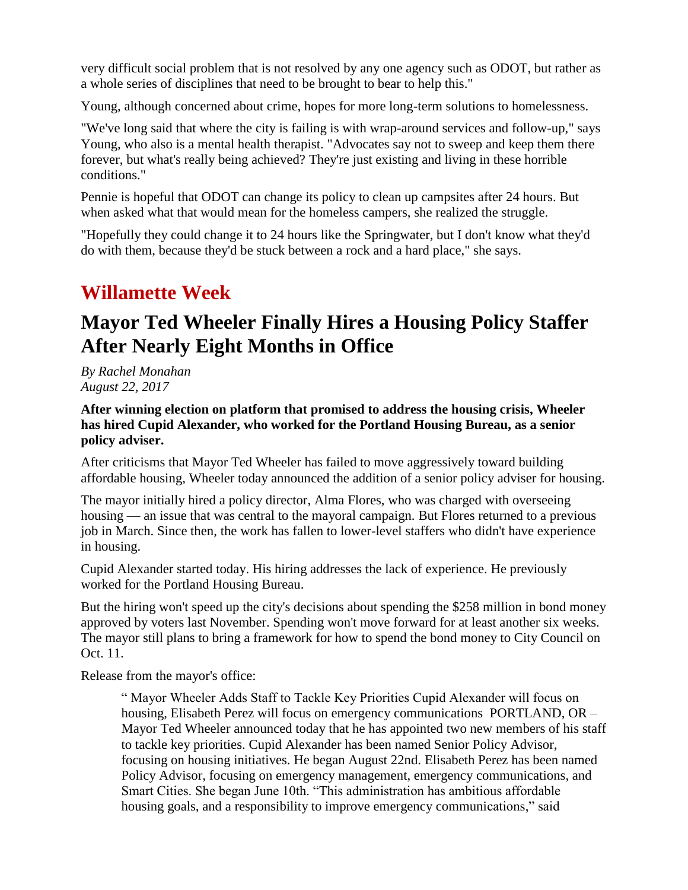very difficult social problem that is not resolved by any one agency such as ODOT, but rather as a whole series of disciplines that need to be brought to bear to help this."

Young, although concerned about crime, hopes for more long-term solutions to homelessness.

"We've long said that where the city is failing is with wrap-around services and follow-up," says Young, who also is a mental health therapist. "Advocates say not to sweep and keep them there forever, but what's really being achieved? They're just existing and living in these horrible conditions."

Pennie is hopeful that ODOT can change its policy to clean up campsites after 24 hours. But when asked what that would mean for the homeless campers, she realized the struggle.

"Hopefully they could change it to 24 hours like the Springwater, but I don't know what they'd do with them, because they'd be stuck between a rock and a hard place," she says.

## Willamette Week

# Mayor Ted Wheeler Finally Hires a Housing Policy Staffer After Nearly Eight Months in Office

*By Rachel Monahan*
*August 22, 2017*

**After winning election on platform that promised to address the housing crisis, Wheeler has hired Cupid Alexander, who worked for the Portland Housing Bureau, as a senior policy adviser.**

After criticisms that Mayor Ted Wheeler has failed to move aggressively toward building affordable housing, Wheeler today announced the addition of a senior policy adviser for housing.

The mayor initially hired a policy director, Alma Flores, who was charged with overseeing housing — an issue that was central to the mayoral campaign. But Flores returned to a previous job in March. Since then, the work has fallen to lower-level staffers who didn't have experience in housing.

Cupid Alexander started today. His hiring addresses the lack of experience. He previously worked for the Portland Housing Bureau.

But the hiring won't speed up the city's decisions about spending the $258 million in bond money approved by voters last November. Spending won't move forward for at least another six weeks. The mayor still plans to bring a framework for how to spend the bond money to City Council on Oct. 11.

Release from the mayor's office:

> " Mayor Wheeler Adds Staff to Tackle Key Priorities Cupid Alexander will focus on housing, Elisabeth Perez will focus on emergency communications PORTLAND, OR – Mayor Ted Wheeler announced today that he has appointed two new members of his staff to tackle key priorities. Cupid Alexander has been named Senior Policy Advisor, focusing on housing initiatives. He began August 22nd. Elisabeth Perez has been named Policy Advisor, focusing on emergency management, emergency communications, and Smart Cities. She began June 10th. "This administration has ambitious affordable housing goals, and a responsibility to improve emergency communications," said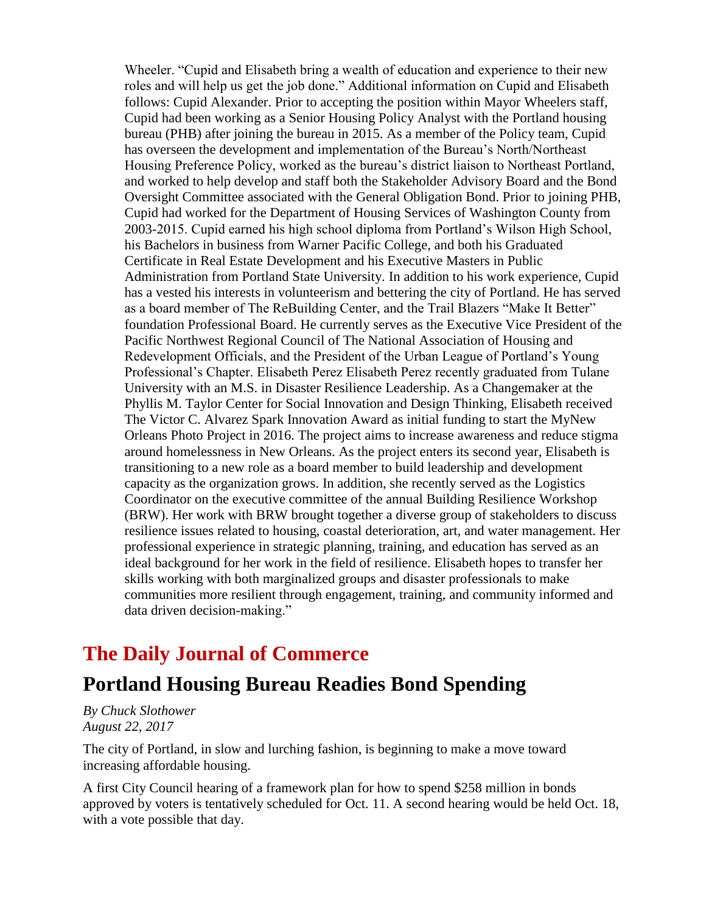Wheeler. “Cupid and Elisabeth bring a wealth of education and experience to their new roles and will help us get the job done.” Additional information on Cupid and Elisabeth follows: Cupid Alexander. Prior to accepting the position within Mayor Wheelers staff, Cupid had been working as a Senior Housing Policy Analyst with the Portland housing bureau (PHB) after joining the bureau in 2015. As a member of the Policy team, Cupid has overseen the development and implementation of the Bureau’s North/Northeast Housing Preference Policy, worked as the bureau’s district liaison to Northeast Portland, and worked to help develop and staff both the Stakeholder Advisory Board and the Bond Oversight Committee associated with the General Obligation Bond. Prior to joining PHB, Cupid had worked for the Department of Housing Services of Washington County from 2003-2015. Cupid earned his high school diploma from Portland’s Wilson High School, his Bachelors in business from Warner Pacific College, and both his Graduated Certificate in Real Estate Development and his Executive Masters in Public Administration from Portland State University. In addition to his work experience, Cupid has a vested his interests in volunteerism and bettering the city of Portland. He has served as a board member of The ReBuilding Center, and the Trail Blazers “Make It Better” foundation Professional Board. He currently serves as the Executive Vice President of the Pacific Northwest Regional Council of The National Association of Housing and Redevelopment Officials, and the President of the Urban League of Portland’s Young Professional’s Chapter. Elisabeth Perez Elisabeth Perez recently graduated from Tulane University with an M.S. in Disaster Resilience Leadership. As a Changemaker at the Phyllis M. Taylor Center for Social Innovation and Design Thinking, Elisabeth received The Victor C. Alvarez Spark Innovation Award as initial funding to start the MyNew Orleans Photo Project in 2016. The project aims to increase awareness and reduce stigma around homelessness in New Orleans. As the project enters its second year, Elisabeth is transitioning to a new role as a board member to build leadership and development capacity as the organization grows. In addition, she recently served as the Logistics Coordinator on the executive committee of the annual Building Resilience Workshop (BRW). Her work with BRW brought together a diverse group of stakeholders to discuss resilience issues related to housing, coastal deterioration, art, and water management. Her professional experience in strategic planning, training, and education has served as an ideal background for her work in the field of resilience. Elisabeth hopes to transfer her skills working with both marginalized groups and disaster professionals to make communities more resilient through engagement, training, and community informed and data driven decision-making.”

## The Daily Journal of Commerce

## Portland Housing Bureau Readies Bond Spending

*By Chuck Slothower*
*August 22, 2017*

The city of Portland, in slow and lurching fashion, is beginning to make a move toward increasing affordable housing.

A first City Council hearing of a framework plan for how to spend $258 million in bonds approved by voters is tentatively scheduled for Oct. 11. A second hearing would be held Oct. 18, with a vote possible that day.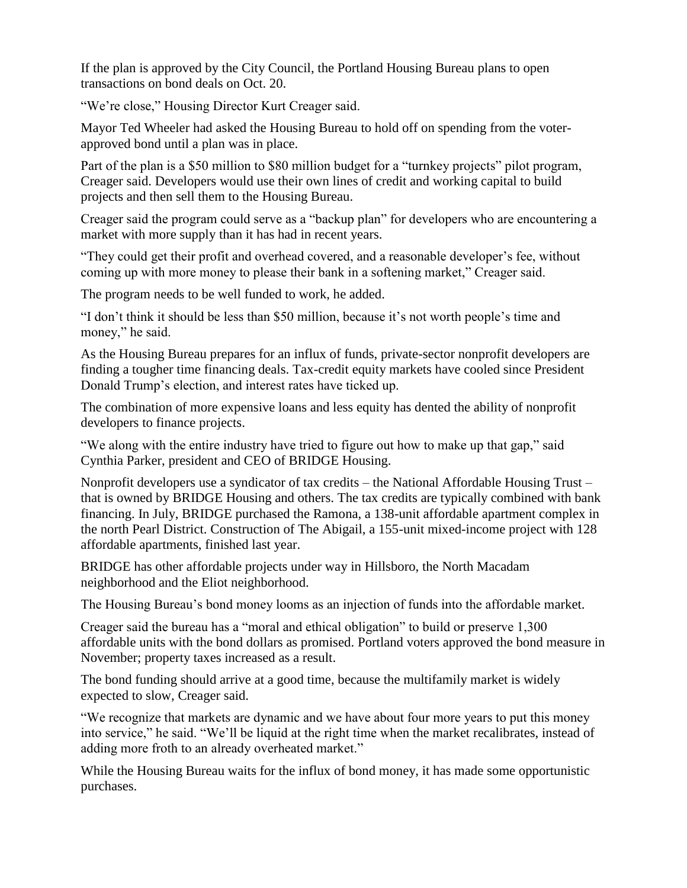If the plan is approved by the City Council, the Portland Housing Bureau plans to open transactions on bond deals on Oct. 20.

“We’re close,” Housing Director Kurt Creager said.

Mayor Ted Wheeler had asked the Housing Bureau to hold off on spending from the voter-approved bond until a plan was in place.

Part of the plan is a $50 million to $80 million budget for a “turnkey projects” pilot program, Creager said. Developers would use their own lines of credit and working capital to build projects and then sell them to the Housing Bureau.

Creager said the program could serve as a “backup plan” for developers who are encountering a market with more supply than it has had in recent years.

“They could get their profit and overhead covered, and a reasonable developer’s fee, without coming up with more money to please their bank in a softening market,” Creager said.

The program needs to be well funded to work, he added.

“I don’t think it should be less than $50 million, because it’s not worth people’s time and money,” he said.

As the Housing Bureau prepares for an influx of funds, private-sector nonprofit developers are finding a tougher time financing deals. Tax-credit equity markets have cooled since President Donald Trump’s election, and interest rates have ticked up.

The combination of more expensive loans and less equity has dented the ability of nonprofit developers to finance projects.

“We along with the entire industry have tried to figure out how to make up that gap,” said Cynthia Parker, president and CEO of BRIDGE Housing.

Nonprofit developers use a syndicator of tax credits – the National Affordable Housing Trust – that is owned by BRIDGE Housing and others. The tax credits are typically combined with bank financing. In July, BRIDGE purchased the Ramona, a 138-unit affordable apartment complex in the north Pearl District. Construction of The Abigail, a 155-unit mixed-income project with 128 affordable apartments, finished last year.

BRIDGE has other affordable projects under way in Hillsboro, the North Macadam neighborhood and the Eliot neighborhood.

The Housing Bureau’s bond money looms as an injection of funds into the affordable market.

Creager said the bureau has a “moral and ethical obligation” to build or preserve 1,300 affordable units with the bond dollars as promised. Portland voters approved the bond measure in November; property taxes increased as a result.

The bond funding should arrive at a good time, because the multifamily market is widely expected to slow, Creager said.

“We recognize that markets are dynamic and we have about four more years to put this money into service,” he said. “We’ll be liquid at the right time when the market recalibrates, instead of adding more froth to an already overheated market.”

While the Housing Bureau waits for the influx of bond money, it has made some opportunistic purchases.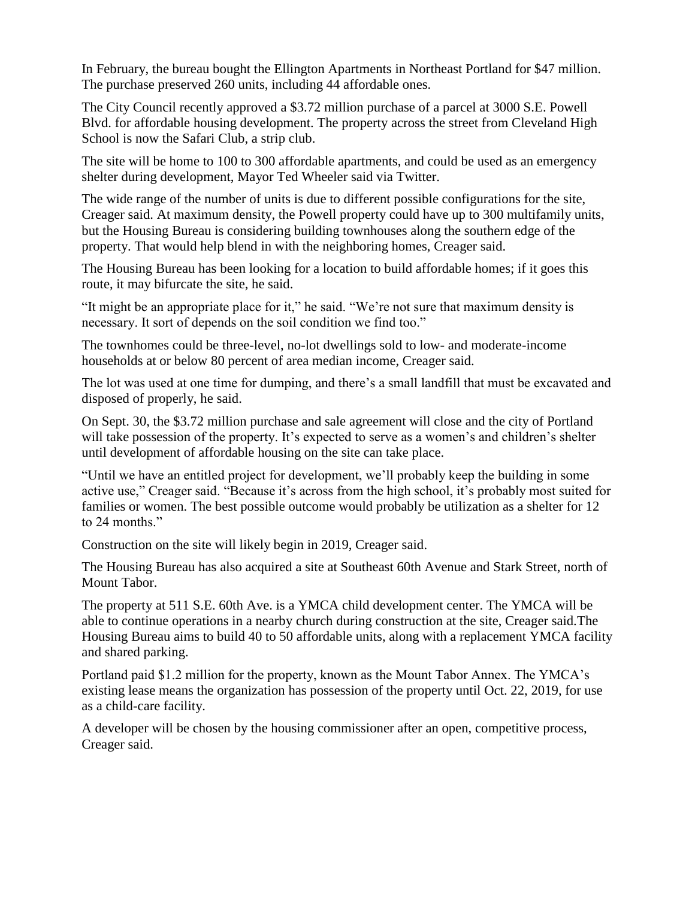In February, the bureau bought the Ellington Apartments in Northeast Portland for $47 million. The purchase preserved 260 units, including 44 affordable ones.

The City Council recently approved a $3.72 million purchase of a parcel at 3000 S.E. Powell Blvd. for affordable housing development. The property across the street from Cleveland High School is now the Safari Club, a strip club.

The site will be home to 100 to 300 affordable apartments, and could be used as an emergency shelter during development, Mayor Ted Wheeler said via Twitter.

The wide range of the number of units is due to different possible configurations for the site, Creager said. At maximum density, the Powell property could have up to 300 multifamily units, but the Housing Bureau is considering building townhouses along the southern edge of the property. That would help blend in with the neighboring homes, Creager said.

The Housing Bureau has been looking for a location to build affordable homes; if it goes this route, it may bifurcate the site, he said.

"It might be an appropriate place for it," he said. "We're not sure that maximum density is necessary. It sort of depends on the soil condition we find too."

The townhomes could be three-level, no-lot dwellings sold to low- and moderate-income households at or below 80 percent of area median income, Creager said.

The lot was used at one time for dumping, and there's a small landfill that must be excavated and disposed of properly, he said.

On Sept. 30, the $3.72 million purchase and sale agreement will close and the city of Portland will take possession of the property. It's expected to serve as a women's and children's shelter until development of affordable housing on the site can take place.

"Until we have an entitled project for development, we'll probably keep the building in some active use," Creager said. "Because it's across from the high school, it's probably most suited for families or women. The best possible outcome would probably be utilization as a shelter for 12 to 24 months."

Construction on the site will likely begin in 2019, Creager said.

The Housing Bureau has also acquired a site at Southeast 60th Avenue and Stark Street, north of Mount Tabor.

The property at 511 S.E. 60th Ave. is a YMCA child development center. The YMCA will be able to continue operations in a nearby church during construction at the site, Creager said.The Housing Bureau aims to build 40 to 50 affordable units, along with a replacement YMCA facility and shared parking.

Portland paid $1.2 million for the property, known as the Mount Tabor Annex. The YMCA's existing lease means the organization has possession of the property until Oct. 22, 2019, for use as a child-care facility.

A developer will be chosen by the housing commissioner after an open, competitive process, Creager said.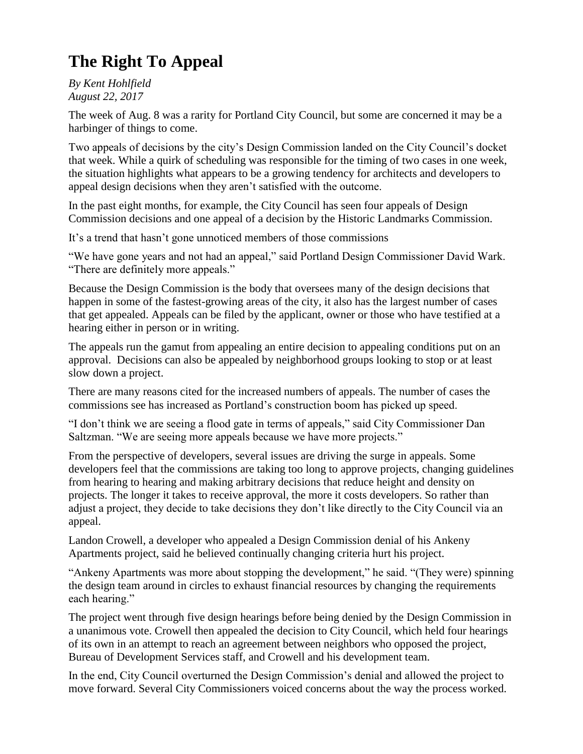# The Right To Appeal

*By Kent Hohlfield*
*August 22, 2017*

The week of Aug. 8 was a rarity for Portland City Council, but some are concerned it may be a harbinger of things to come.

Two appeals of decisions by the city's Design Commission landed on the City Council's docket that week. While a quirk of scheduling was responsible for the timing of two cases in one week, the situation highlights what appears to be a growing tendency for architects and developers to appeal design decisions when they aren't satisfied with the outcome.

In the past eight months, for example, the City Council has seen four appeals of Design Commission decisions and one appeal of a decision by the Historic Landmarks Commission.

It's a trend that hasn't gone unnoticed members of those commissions

"We have gone years and not had an appeal," said Portland Design Commissioner David Wark. "There are definitely more appeals."

Because the Design Commission is the body that oversees many of the design decisions that happen in some of the fastest-growing areas of the city, it also has the largest number of cases that get appealed. Appeals can be filed by the applicant, owner or those who have testified at a hearing either in person or in writing.

The appeals run the gamut from appealing an entire decision to appealing conditions put on an approval. Decisions can also be appealed by neighborhood groups looking to stop or at least slow down a project.

There are many reasons cited for the increased numbers of appeals. The number of cases the commissions see has increased as Portland's construction boom has picked up speed.

"I don't think we are seeing a flood gate in terms of appeals," said City Commissioner Dan Saltzman. "We are seeing more appeals because we have more projects."

From the perspective of developers, several issues are driving the surge in appeals. Some developers feel that the commissions are taking too long to approve projects, changing guidelines from hearing to hearing and making arbitrary decisions that reduce height and density on projects. The longer it takes to receive approval, the more it costs developers. So rather than adjust a project, they decide to take decisions they don't like directly to the City Council via an appeal.

Landon Crowell, a developer who appealed a Design Commission denial of his Ankeny Apartments project, said he believed continually changing criteria hurt his project.

"Ankeny Apartments was more about stopping the development," he said. "(They were) spinning the design team around in circles to exhaust financial resources by changing the requirements each hearing."

The project went through five design hearings before being denied by the Design Commission in a unanimous vote. Crowell then appealed the decision to City Council, which held four hearings of its own in an attempt to reach an agreement between neighbors who opposed the project, Bureau of Development Services staff, and Crowell and his development team.

In the end, City Council overturned the Design Commission's denial and allowed the project to move forward. Several City Commissioners voiced concerns about the way the process worked.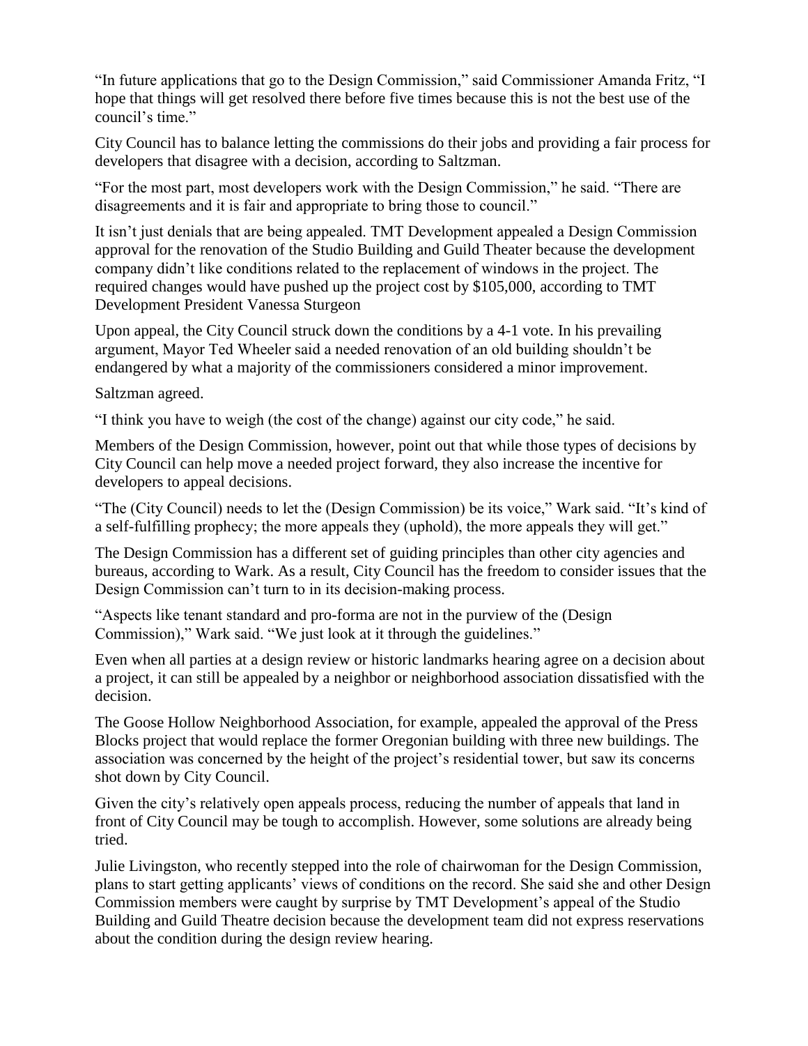"In future applications that go to the Design Commission," said Commissioner Amanda Fritz, "I hope that things will get resolved there before five times because this is not the best use of the council's time."

City Council has to balance letting the commissions do their jobs and providing a fair process for developers that disagree with a decision, according to Saltzman.

"For the most part, most developers work with the Design Commission," he said. "There are disagreements and it is fair and appropriate to bring those to council."

It isn't just denials that are being appealed. TMT Development appealed a Design Commission approval for the renovation of the Studio Building and Guild Theater because the development company didn't like conditions related to the replacement of windows in the project. The required changes would have pushed up the project cost by $105,000, according to TMT Development President Vanessa Sturgeon

Upon appeal, the City Council struck down the conditions by a 4-1 vote. In his prevailing argument, Mayor Ted Wheeler said a needed renovation of an old building shouldn't be endangered by what a majority of the commissioners considered a minor improvement.

Saltzman agreed.

"I think you have to weigh (the cost of the change) against our city code," he said.

Members of the Design Commission, however, point out that while those types of decisions by City Council can help move a needed project forward, they also increase the incentive for developers to appeal decisions.

"The (City Council) needs to let the (Design Commission) be its voice," Wark said. "It's kind of a self-fulfilling prophecy; the more appeals they (uphold), the more appeals they will get."

The Design Commission has a different set of guiding principles than other city agencies and bureaus, according to Wark. As a result, City Council has the freedom to consider issues that the Design Commission can't turn to in its decision-making process.

"Aspects like tenant standard and pro-forma are not in the purview of the (Design Commission)," Wark said. "We just look at it through the guidelines."

Even when all parties at a design review or historic landmarks hearing agree on a decision about a project, it can still be appealed by a neighbor or neighborhood association dissatisfied with the decision.

The Goose Hollow Neighborhood Association, for example, appealed the approval of the Press Blocks project that would replace the former Oregonian building with three new buildings. The association was concerned by the height of the project's residential tower, but saw its concerns shot down by City Council.

Given the city's relatively open appeals process, reducing the number of appeals that land in front of City Council may be tough to accomplish. However, some solutions are already being tried.

Julie Livingston, who recently stepped into the role of chairwoman for the Design Commission, plans to start getting applicants' views of conditions on the record. She said she and other Design Commission members were caught by surprise by TMT Development's appeal of the Studio Building and Guild Theatre decision because the development team did not express reservations about the condition during the design review hearing.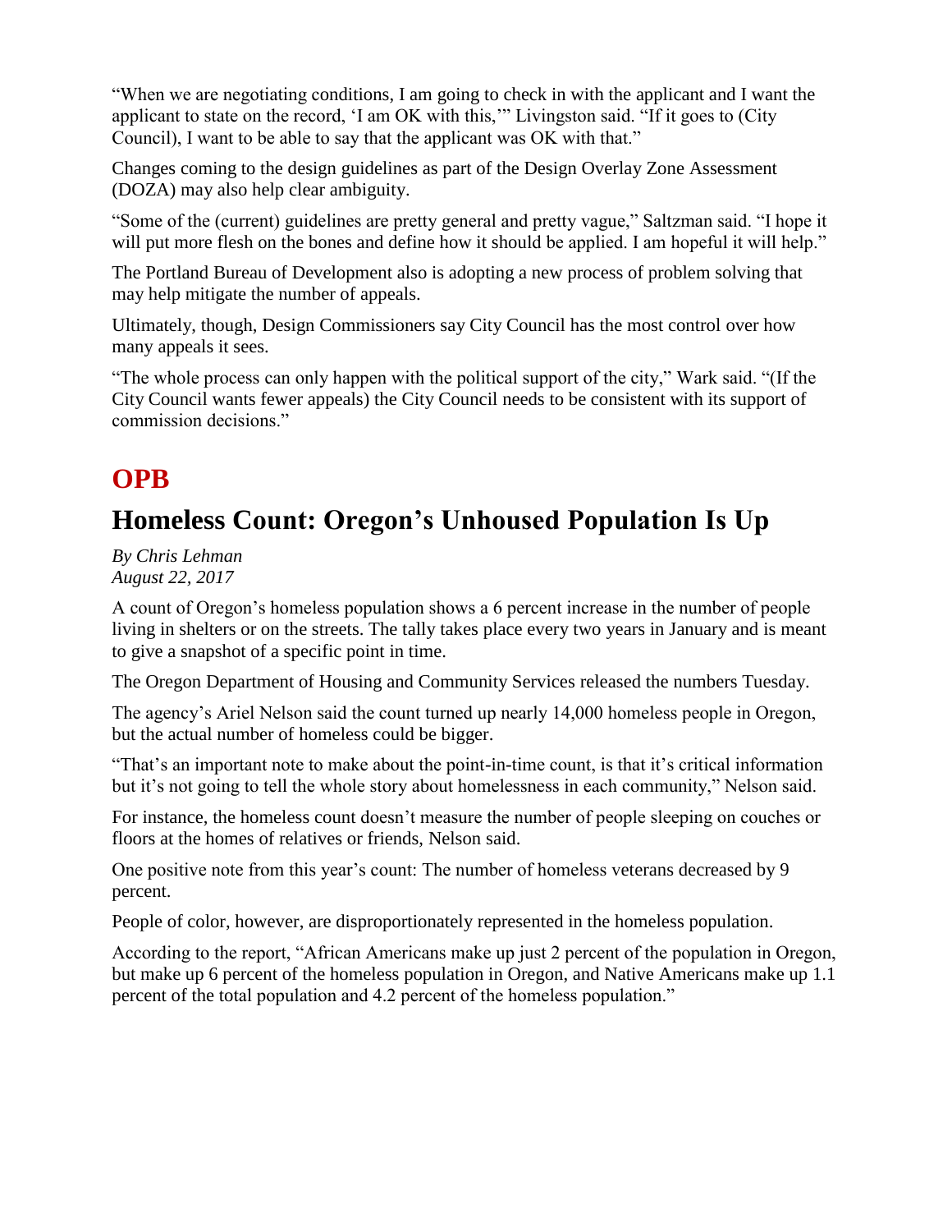"When we are negotiating conditions, I am going to check in with the applicant and I want the applicant to state on the record, 'I am OK with this,'" Livingston said. "If it goes to (City Council), I want to be able to say that the applicant was OK with that."

Changes coming to the design guidelines as part of the Design Overlay Zone Assessment (DOZA) may also help clear ambiguity.

"Some of the (current) guidelines are pretty general and pretty vague," Saltzman said. "I hope it will put more flesh on the bones and define how it should be applied. I am hopeful it will help."

The Portland Bureau of Development also is adopting a new process of problem solving that may help mitigate the number of appeals.

Ultimately, though, Design Commissioners say City Council has the most control over how many appeals it sees.

"The whole process can only happen with the political support of the city," Wark said. "(If the City Council wants fewer appeals) the City Council needs to be consistent with its support of commission decisions."

## OPB

## Homeless Count: Oregon's Unhoused Population Is Up

*By Chris Lehman*
*August 22, 2017*

A count of Oregon's homeless population shows a 6 percent increase in the number of people living in shelters or on the streets. The tally takes place every two years in January and is meant to give a snapshot of a specific point in time.

The Oregon Department of Housing and Community Services released the numbers Tuesday.

The agency's Ariel Nelson said the count turned up nearly 14,000 homeless people in Oregon, but the actual number of homeless could be bigger.

"That's an important note to make about the point-in-time count, is that it's critical information but it's not going to tell the whole story about homelessness in each community," Nelson said.

For instance, the homeless count doesn't measure the number of people sleeping on couches or floors at the homes of relatives or friends, Nelson said.

One positive note from this year's count: The number of homeless veterans decreased by 9 percent.

People of color, however, are disproportionately represented in the homeless population.

According to the report, "African Americans make up just 2 percent of the population in Oregon, but make up 6 percent of the homeless population in Oregon, and Native Americans make up 1.1 percent of the total population and 4.2 percent of the homeless population."